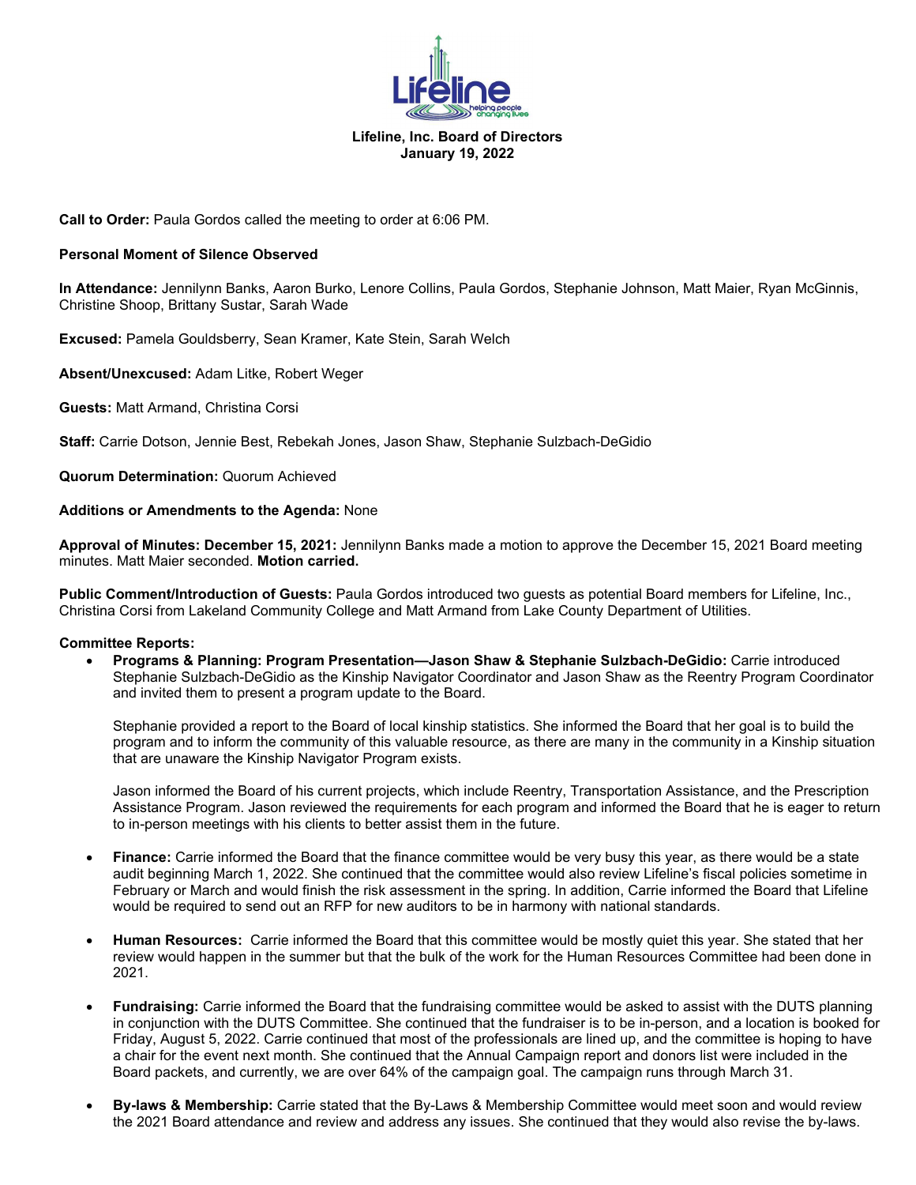**Lifeline, Inc. Board of Directors**
**January 19, 2022**

**Call to Order:** Paula Gordos called the meeting to order at 6:06 PM.

**Personal Moment of Silence Observed**

**In Attendance:** Jennilynn Banks, Aaron Burko, Lenore Collins, Paula Gordos, Stephanie Johnson, Matt Maier, Ryan McGinnis, Christine Shoop, Brittany Sustar, Sarah Wade

**Excused:** Pamela Gouldsberry, Sean Kramer, Kate Stein, Sarah Welch

**Absent/Unexcused:** Adam Litke, Robert Weger

**Guests:** Matt Armand, Christina Corsi

**Staff:** Carrie Dotson, Jennie Best, Rebekah Jones, Jason Shaw, Stephanie Sulzbach-DeGidio

**Quorum Determination:** Quorum Achieved

**Additions or Amendments to the Agenda:** None

**Approval of Minutes: December 15, 2021:** Jennilynn Banks made a motion to approve the December 15, 2021 Board meeting minutes. Matt Maier seconded. **Motion carried.**

**Public Comment/Introduction of Guests:** Paula Gordos introduced two guests as potential Board members for Lifeline, Inc., Christina Corsi from Lakeland Community College and Matt Armand from Lake County Department of Utilities.

**Committee Reports:**

- **Programs & Planning: Program Presentation—Jason Shaw & Stephanie Sulzbach-DeGidio:** Carrie introduced Stephanie Sulzbach-DeGidio as the Kinship Navigator Coordinator and Jason Shaw as the Reentry Program Coordinator and invited them to present a program update to the Board.

  Stephanie provided a report to the Board of local kinship statistics. She informed the Board that her goal is to build the program and to inform the community of this valuable resource, as there are many in the community in a Kinship situation that are unaware the Kinship Navigator Program exists.

  Jason informed the Board of his current projects, which include Reentry, Transportation Assistance, and the Prescription Assistance Program. Jason reviewed the requirements for each program and informed the Board that he is eager to return to in-person meetings with his clients to better assist them in the future.

- **Finance:** Carrie informed the Board that the finance committee would be very busy this year, as there would be a state audit beginning March 1, 2022. She continued that the committee would also review Lifeline's fiscal policies sometime in February or March and would finish the risk assessment in the spring. In addition, Carrie informed the Board that Lifeline would be required to send out an RFP for new auditors to be in harmony with national standards.

- **Human Resources:** Carrie informed the Board that this committee would be mostly quiet this year. She stated that her review would happen in the summer but that the bulk of the work for the Human Resources Committee had been done in 2021.

- **Fundraising:** Carrie informed the Board that the fundraising committee would be asked to assist with the DUTS planning in conjunction with the DUTS Committee. She continued that the fundraiser is to be in-person, and a location is booked for Friday, August 5, 2022. Carrie continued that most of the professionals are lined up, and the committee is hoping to have a chair for the event next month. She continued that the Annual Campaign report and donors list were included in the Board packets, and currently, we are over 64% of the campaign goal. The campaign runs through March 31.

- **By-laws & Membership:** Carrie stated that the By-Laws & Membership Committee would meet soon and would review the 2021 Board attendance and review and address any issues. She continued that they would also revise the by-laws.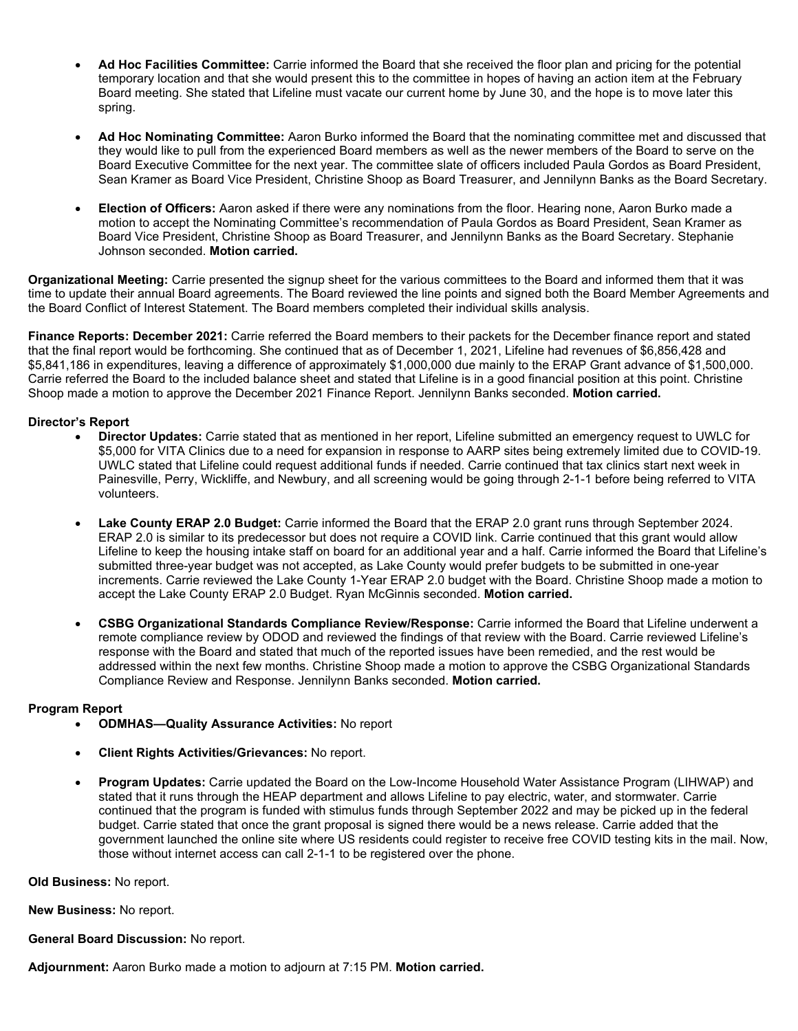- **Ad Hoc Facilities Committee:** Carrie informed the Board that she received the floor plan and pricing for the potential temporary location and that she would present this to the committee in hopes of having an action item at the February Board meeting. She stated that Lifeline must vacate our current home by June 30, and the hope is to move later this spring.

- **Ad Hoc Nominating Committee:** Aaron Burko informed the Board that the nominating committee met and discussed that they would like to pull from the experienced Board members as well as the newer members of the Board to serve on the Board Executive Committee for the next year. The committee slate of officers included Paula Gordos as Board President, Sean Kramer as Board Vice President, Christine Shoop as Board Treasurer, and Jennilynn Banks as the Board Secretary.

- **Election of Officers:** Aaron asked if there were any nominations from the floor. Hearing none, Aaron Burko made a motion to accept the Nominating Committee's recommendation of Paula Gordos as Board President, Sean Kramer as Board Vice President, Christine Shoop as Board Treasurer, and Jennilynn Banks as the Board Secretary. Stephanie Johnson seconded. **Motion carried.**

**Organizational Meeting:** Carrie presented the signup sheet for the various committees to the Board and informed them that it was time to update their annual Board agreements. The Board reviewed the line points and signed both the Board Member Agreements and the Board Conflict of Interest Statement. The Board members completed their individual skills analysis.

**Finance Reports: December 2021:** Carrie referred the Board members to their packets for the December finance report and stated that the final report would be forthcoming. She continued that as of December 1, 2021, Lifeline had revenues of $6,856,428 and $5,841,186 in expenditures, leaving a difference of approximately $1,000,000 due mainly to the ERAP Grant advance of $1,500,000. Carrie referred the Board to the included balance sheet and stated that Lifeline is in a good financial position at this point. Christine Shoop made a motion to approve the December 2021 Finance Report. Jennilynn Banks seconded. **Motion carried.**

**Director's Report**

- **Director Updates:** Carrie stated that as mentioned in her report, Lifeline submitted an emergency request to UWLC for $5,000 for VITA Clinics due to a need for expansion in response to AARP sites being extremely limited due to COVID-19. UWLC stated that Lifeline could request additional funds if needed. Carrie continued that tax clinics start next week in Painesville, Perry, Wickliffe, and Newbury, and all screening would be going through 2-1-1 before being referred to VITA volunteers.

- **Lake County ERAP 2.0 Budget:** Carrie informed the Board that the ERAP 2.0 grant runs through September 2024. ERAP 2.0 is similar to its predecessor but does not require a COVID link. Carrie continued that this grant would allow Lifeline to keep the housing intake staff on board for an additional year and a half. Carrie informed the Board that Lifeline's submitted three-year budget was not accepted, as Lake County would prefer budgets to be submitted in one-year increments. Carrie reviewed the Lake County 1-Year ERAP 2.0 budget with the Board. Christine Shoop made a motion to accept the Lake County ERAP 2.0 Budget. Ryan McGinnis seconded. **Motion carried.**

- **CSBG Organizational Standards Compliance Review/Response:** Carrie informed the Board that Lifeline underwent a remote compliance review by ODOD and reviewed the findings of that review with the Board. Carrie reviewed Lifeline's response with the Board and stated that much of the reported issues have been remedied, and the rest would be addressed within the next few months. Christine Shoop made a motion to approve the CSBG Organizational Standards Compliance Review and Response. Jennilynn Banks seconded. **Motion carried.**

**Program Report**

- **ODMHAS—Quality Assurance Activities:** No report

- **Client Rights Activities/Grievances:** No report.

- **Program Updates:** Carrie updated the Board on the Low-Income Household Water Assistance Program (LIHWAP) and stated that it runs through the HEAP department and allows Lifeline to pay electric, water, and stormwater. Carrie continued that the program is funded with stimulus funds through September 2022 and may be picked up in the federal budget. Carrie stated that once the grant proposal is signed there would be a news release. Carrie added that the government launched the online site where US residents could register to receive free COVID testing kits in the mail. Now, those without internet access can call 2-1-1 to be registered over the phone.

**Old Business:** No report.

**New Business:** No report.

**General Board Discussion:** No report.

**Adjournment:** Aaron Burko made a motion to adjourn at 7:15 PM. **Motion carried.**